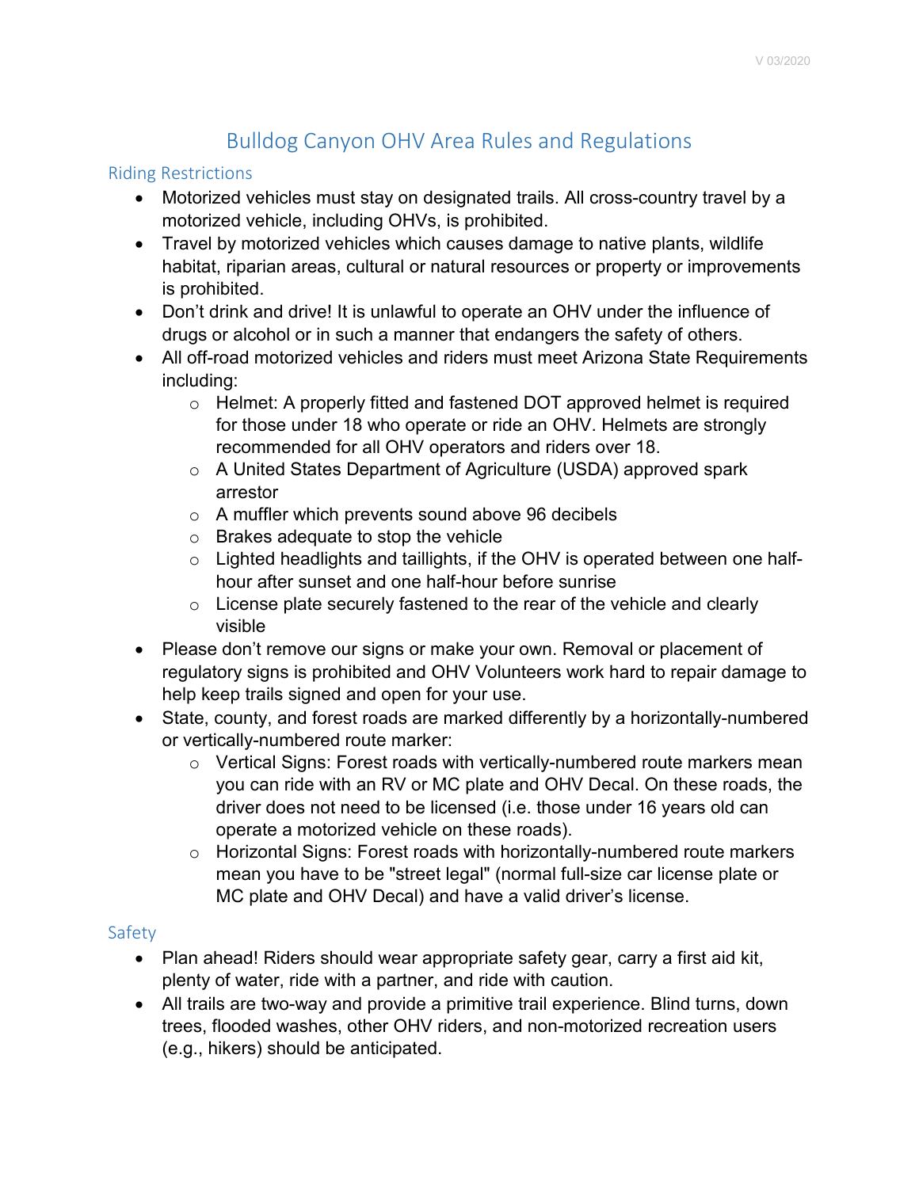# Bulldog Canyon OHV Area Rules and Regulations

## Riding Restrictions

- Motorized vehicles must stay on designated trails. All cross-country travel by a motorized vehicle, including OHVs, is prohibited.
- Travel by motorized vehicles which causes damage to native plants, wildlife habitat, riparian areas, cultural or natural resources or property or improvements is prohibited.
- Don't drink and drive! It is unlawful to operate an OHV under the influence of drugs or alcohol or in such a manner that endangers the safety of others.
- All off-road motorized vehicles and riders must meet Arizona State Requirements including:
  - Helmet: A properly fitted and fastened DOT approved helmet is required for those under 18 who operate or ride an OHV. Helmets are strongly recommended for all OHV operators and riders over 18.
  - A United States Department of Agriculture (USDA) approved spark arrestor
  - A muffler which prevents sound above 96 decibels
  - Brakes adequate to stop the vehicle
  - Lighted headlights and taillights, if the OHV is operated between one half-hour after sunset and one half-hour before sunrise
  - License plate securely fastened to the rear of the vehicle and clearly visible
- Please don't remove our signs or make your own. Removal or placement of regulatory signs is prohibited and OHV Volunteers work hard to repair damage to help keep trails signed and open for your use.
- State, county, and forest roads are marked differently by a horizontally-numbered or vertically-numbered route marker:
  - Vertical Signs: Forest roads with vertically-numbered route markers mean you can ride with an RV or MC plate and OHV Decal. On these roads, the driver does not need to be licensed (i.e. those under 16 years old can operate a motorized vehicle on these roads).
  - Horizontal Signs: Forest roads with horizontally-numbered route markers mean you have to be "street legal" (normal full-size car license plate or MC plate and OHV Decal) and have a valid driver's license.

## Safety

- Plan ahead! Riders should wear appropriate safety gear, carry a first aid kit, plenty of water, ride with a partner, and ride with caution.
- All trails are two-way and provide a primitive trail experience. Blind turns, down trees, flooded washes, other OHV riders, and non-motorized recreation users (e.g., hikers) should be anticipated.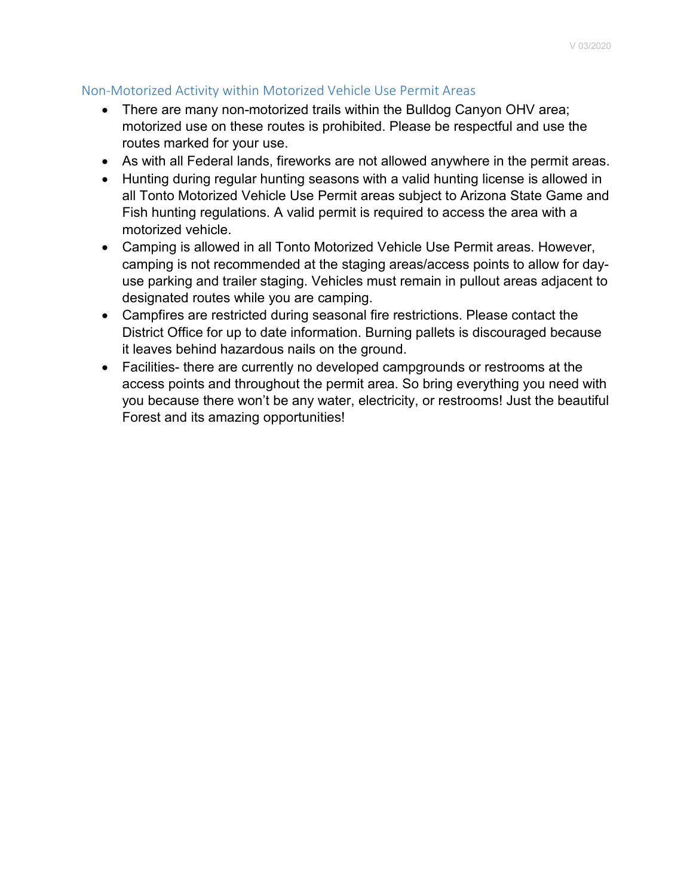## Non-Motorized Activity within Motorized Vehicle Use Permit Areas

- There are many non-motorized trails within the Bulldog Canyon OHV area; motorized use on these routes is prohibited. Please be respectful and use the routes marked for your use.
- As with all Federal lands, fireworks are not allowed anywhere in the permit areas.
- Hunting during regular hunting seasons with a valid hunting license is allowed in all Tonto Motorized Vehicle Use Permit areas subject to Arizona State Game and Fish hunting regulations. A valid permit is required to access the area with a motorized vehicle.
- Camping is allowed in all Tonto Motorized Vehicle Use Permit areas. However, camping is not recommended at the staging areas/access points to allow for day-use parking and trailer staging. Vehicles must remain in pullout areas adjacent to designated routes while you are camping.
- Campfires are restricted during seasonal fire restrictions. Please contact the District Office for up to date information. Burning pallets is discouraged because it leaves behind hazardous nails on the ground.
- Facilities- there are currently no developed campgrounds or restrooms at the access points and throughout the permit area. So bring everything you need with you because there won't be any water, electricity, or restrooms! Just the beautiful Forest and its amazing opportunities!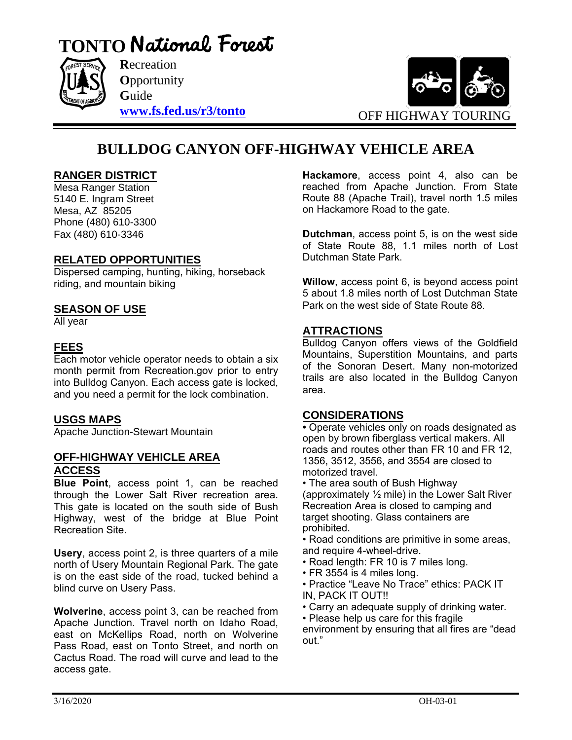# TONTO National Forest

**R**ecreation
**O**pportunity
**G**uide
**www.fs.fed.us/r3/tonto**

OFF HIGHWAY TOURING

## BULLDOG CANYON OFF-HIGHWAY VEHICLE AREA

### RANGER DISTRICT

Mesa Ranger Station
5140 E. Ingram Street
Mesa, AZ 85205
Phone (480) 610-3300
Fax (480) 610-3346

### RELATED OPPORTUNITIES

Dispersed camping, hunting, hiking, horseback riding, and mountain biking

### SEASON OF USE

All year

### FEES

Each motor vehicle operator needs to obtain a six month permit from Recreation.gov prior to entry into Bulldog Canyon. Each access gate is locked, and you need a permit for the lock combination.

### USGS MAPS

Apache Junction-Stewart Mountain

### OFF-HIGHWAY VEHICLE AREA ACCESS

**Blue Point**, access point 1, can be reached through the Lower Salt River recreation area. This gate is located on the south side of Bush Highway, west of the bridge at Blue Point Recreation Site.

**Usery**, access point 2, is three quarters of a mile north of Usery Mountain Regional Park. The gate is on the east side of the road, tucked behind a blind curve on Usery Pass.

**Wolverine**, access point 3, can be reached from Apache Junction. Travel north on Idaho Road, east on McKellips Road, north on Wolverine Pass Road, east on Tonto Street, and north on Cactus Road. The road will curve and lead to the access gate.

**Hackamore**, access point 4, also can be reached from Apache Junction. From State Route 88 (Apache Trail), travel north 1.5 miles on Hackamore Road to the gate.

**Dutchman**, access point 5, is on the west side of State Route 88, 1.1 miles north of Lost Dutchman State Park.

**Willow**, access point 6, is beyond access point 5 about 1.8 miles north of Lost Dutchman State Park on the west side of State Route 88.

### ATTRACTIONS

Bulldog Canyon offers views of the Goldfield Mountains, Superstition Mountains, and parts of the Sonoran Desert. Many non-motorized trails are also located in the Bulldog Canyon area.

### CONSIDERATIONS

- Operate vehicles only on roads designated as open by brown fiberglass vertical makers. All roads and routes other than FR 10 and FR 12, 1356, 3512, 3556, and 3554 are closed to motorized travel.
- The area south of Bush Highway (approximately ½ mile) in the Lower Salt River Recreation Area is closed to camping and target shooting. Glass containers are prohibited.
- Road conditions are primitive in some areas, and require 4-wheel-drive.
- Road length: FR 10 is 7 miles long.
- FR 3554 is 4 miles long.
- Practice "Leave No Trace" ethics: PACK IT IN, PACK IT OUT!!
- Carry an adequate supply of drinking water.
- Please help us care for this fragile environment by ensuring that all fires are "dead out."

3/16/2020 OH-03-01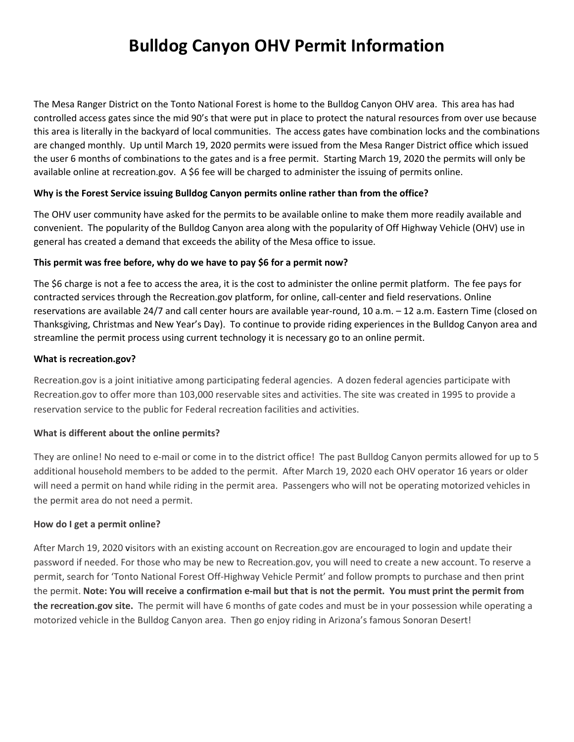# Bulldog Canyon OHV Permit Information

The Mesa Ranger District on the Tonto National Forest is home to the Bulldog Canyon OHV area. This area has had controlled access gates since the mid 90's that were put in place to protect the natural resources from over use because this area is literally in the backyard of local communities. The access gates have combination locks and the combinations are changed monthly. Up until March 19, 2020 permits were issued from the Mesa Ranger District office which issued the user 6 months of combinations to the gates and is a free permit. Starting March 19, 2020 the permits will only be available online at recreation.gov. A $6 fee will be charged to administer the issuing of permits online.

**Why is the Forest Service issuing Bulldog Canyon permits online rather than from the office?**

The OHV user community have asked for the permits to be available online to make them more readily available and convenient. The popularity of the Bulldog Canyon area along with the popularity of Off Highway Vehicle (OHV) use in general has created a demand that exceeds the ability of the Mesa office to issue.

**This permit was free before, why do we have to pay $6 for a permit now?**

The $6 charge is not a fee to access the area, it is the cost to administer the online permit platform. The fee pays for contracted services through the Recreation.gov platform, for online, call-center and field reservations. Online reservations are available 24/7 and call center hours are available year-round, 10 a.m. – 12 a.m. Eastern Time (closed on Thanksgiving, Christmas and New Year's Day). To continue to provide riding experiences in the Bulldog Canyon area and streamline the permit process using current technology it is necessary go to an online permit.

**What is recreation.gov?**

Recreation.gov is a joint initiative among participating federal agencies. A dozen federal agencies participate with Recreation.gov to offer more than 103,000 reservable sites and activities. The site was created in 1995 to provide a reservation service to the public for Federal recreation facilities and activities.

**What is different about the online permits?**

They are online! No need to e-mail or come in to the district office! The past Bulldog Canyon permits allowed for up to 5 additional household members to be added to the permit. After March 19, 2020 each OHV operator 16 years or older will need a permit on hand while riding in the permit area. Passengers who will not be operating motorized vehicles in the permit area do not need a permit.

**How do I get a permit online?**

After March 19, 2020 visitors with an existing account on Recreation.gov are encouraged to login and update their password if needed. For those who may be new to Recreation.gov, you will need to create a new account. To reserve a permit, search for 'Tonto National Forest Off-Highway Vehicle Permit' and follow prompts to purchase and then print the permit. **Note: You will receive a confirmation e-mail but that is not the permit. You must print the permit from the recreation.gov site.** The permit will have 6 months of gate codes and must be in your possession while operating a motorized vehicle in the Bulldog Canyon area. Then go enjoy riding in Arizona's famous Sonoran Desert!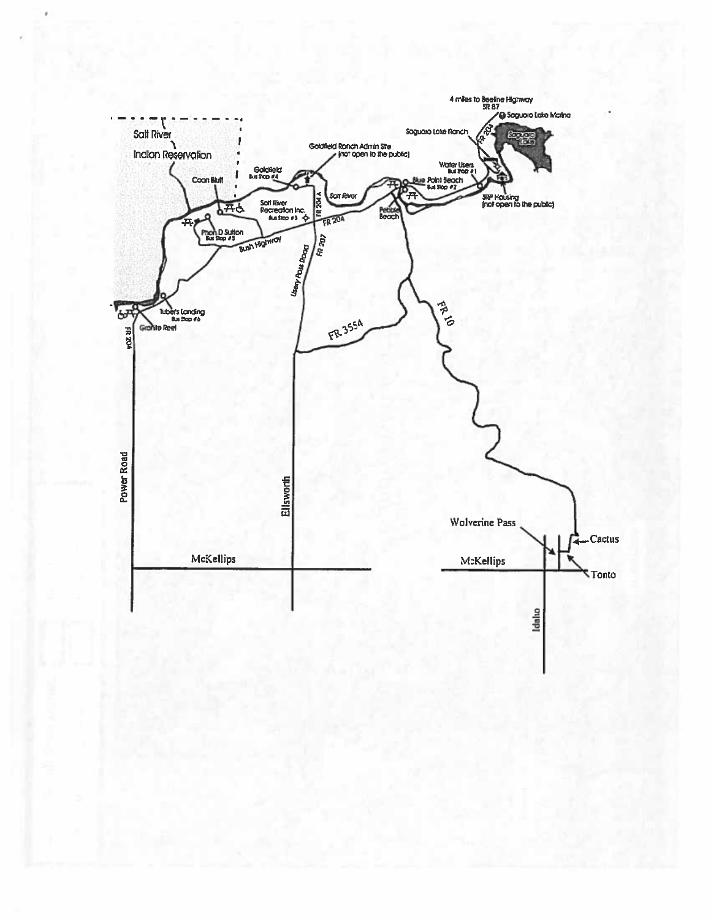4 miles to Beeline Highway SR 87

Saguaro Lake Marina

Saguaro Lake Ranch

Saguaro Lake

FR 204

Salt River Indian Reservation

Goldfield Ranch Admin Site (not open to the public)

Goldfield Bus Stop #4

Coon Bluff

Water Users Bus Stop #1

Blue Point Beach Bus Stop #2

Salt River

Salt River Recreation Inc. Bus Stop #3

FR 204 A

SRP Housing (not open to the public)

Pebble Beach

FR 204

Phon D Sutton Bus Stop #5

Bush Highway

Usery Pass Road

FR 207

Tuber's Landing Bus Stop #6

Granite Reef

FR 204

FR 3554

FR 10

Power Road

Ellsworth

McKellips

Wolverine Pass

Cactus

McKellips

Tonto

Idaho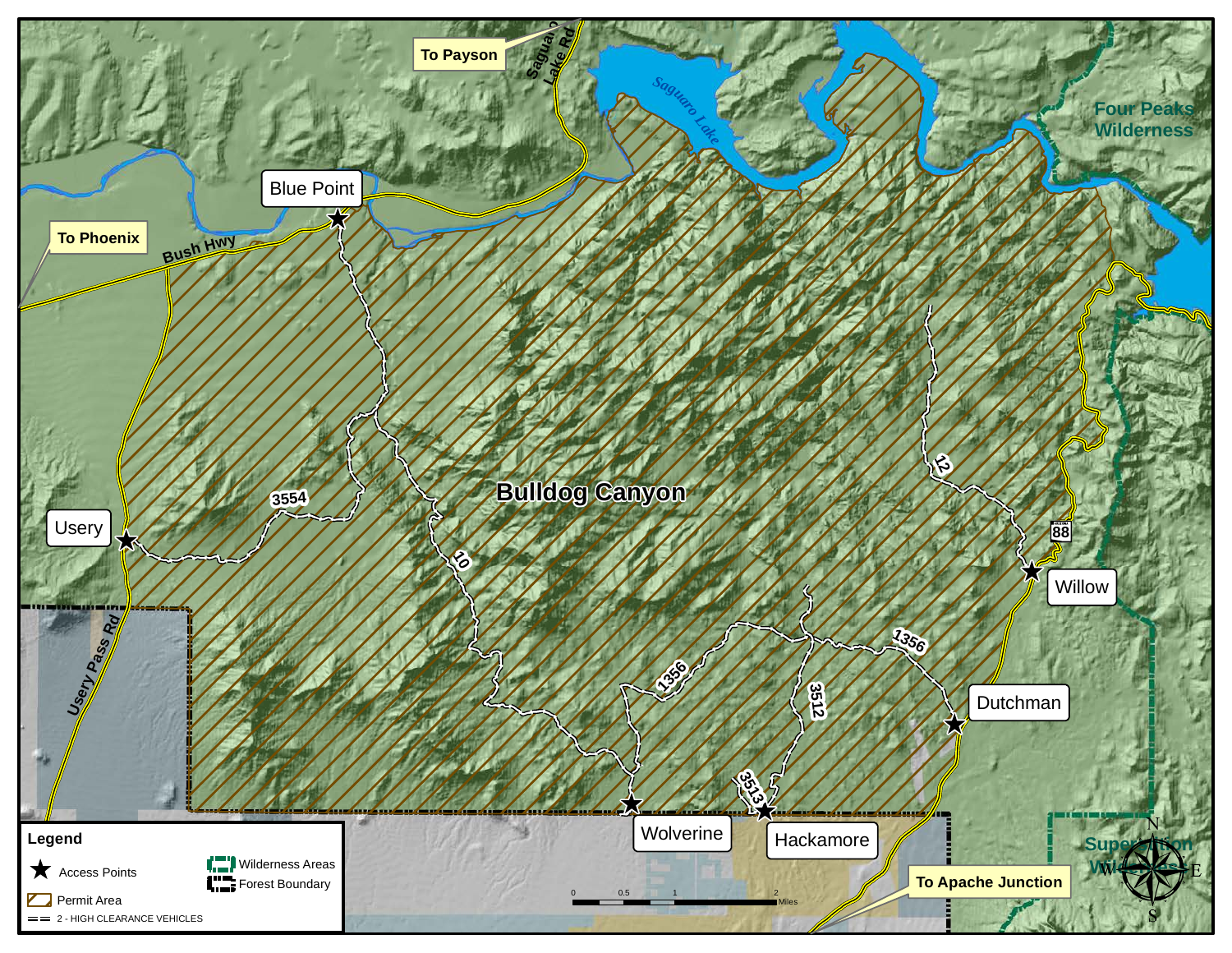To Payson

Saguaro Lake Rd

Saguaro Lake

Four Peaks Wilderness

Blue Point

To Phoenix

Bush Hwy

Usery

3554

10

Bulldog Canyon

12

88

Willow

Usery Pass Rd

1356

1356

3512

Dutchman

3513

Wolverine

Hackamore

Superstition Wilderness

To Apache Junction

Legend

Access Points

Permit Area

2 - HIGH CLEARANCE VEHICLES

Wilderness Areas

Forest Boundary

0 0.5 1 2 Miles

N S E W